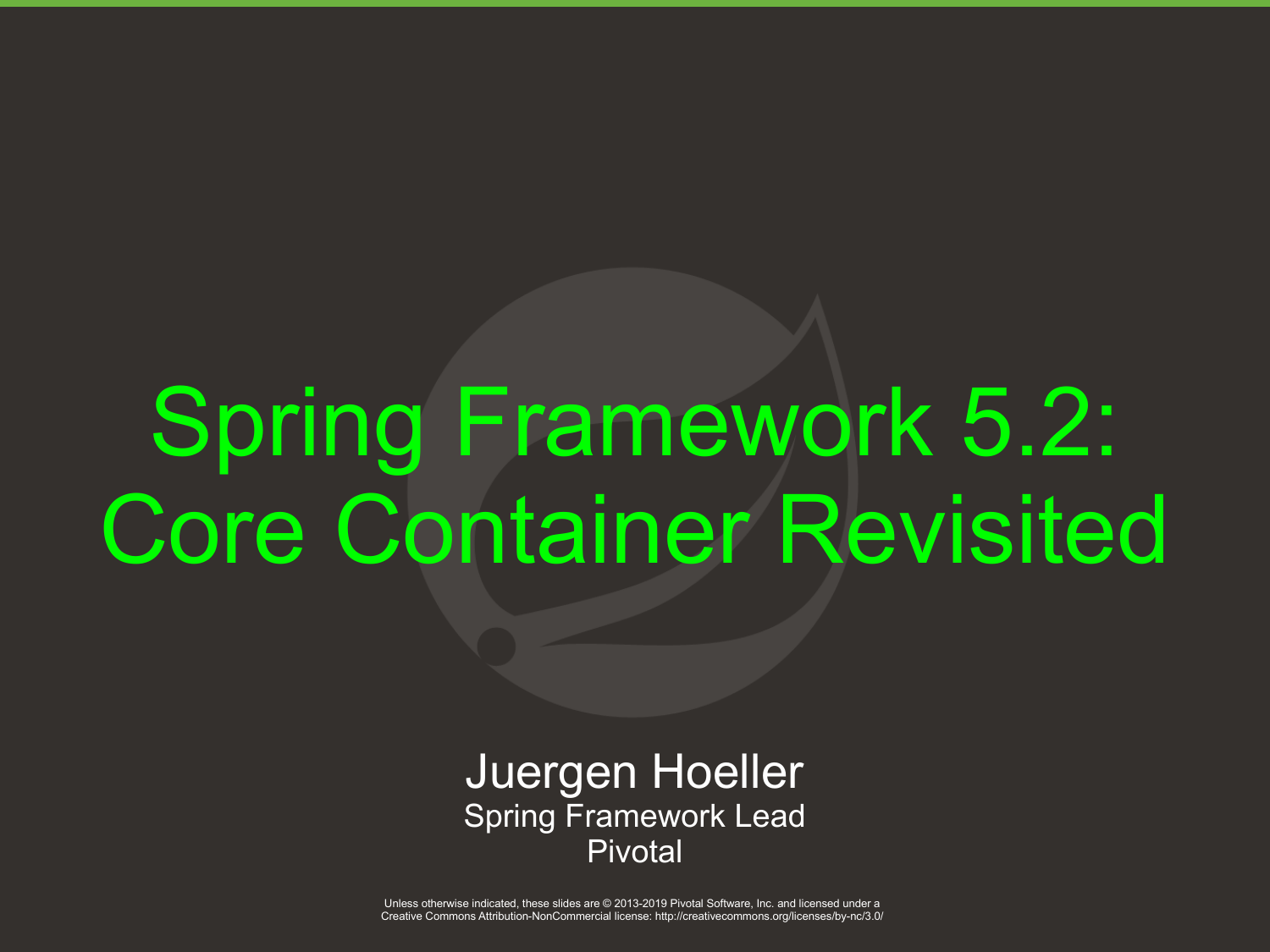# Spring Framework 5.2: Core Container Revisited

Juergen Hoeller
Spring Framework Lead
Pivotal

Unless otherwise indicated, these slides are © 2013-2019 Pivotal Software, Inc. and licensed under a Creative Commons Attribution-NonCommercial license: http://creativecommons.org/licenses/by-nc/3.0/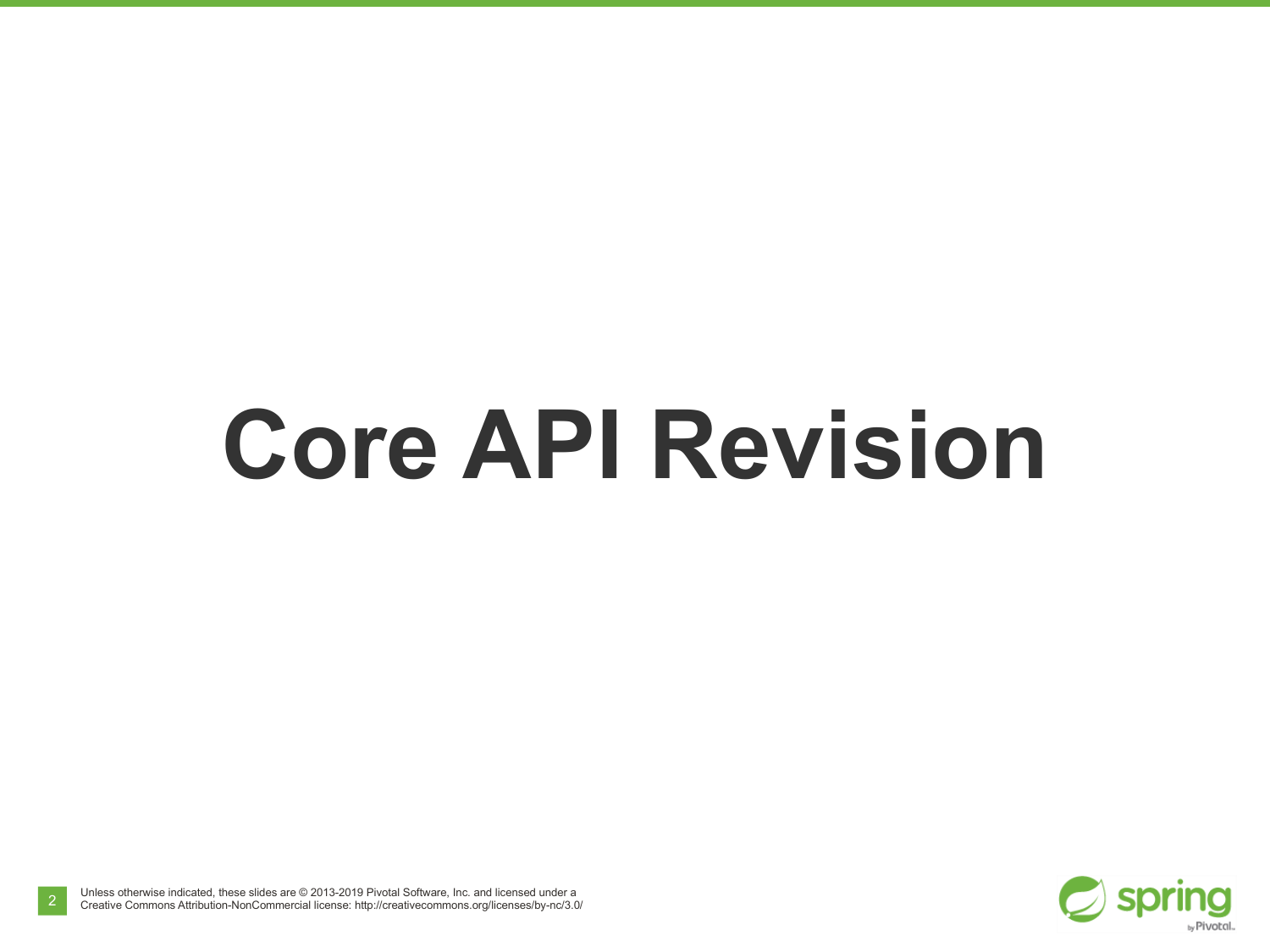# Core API Revision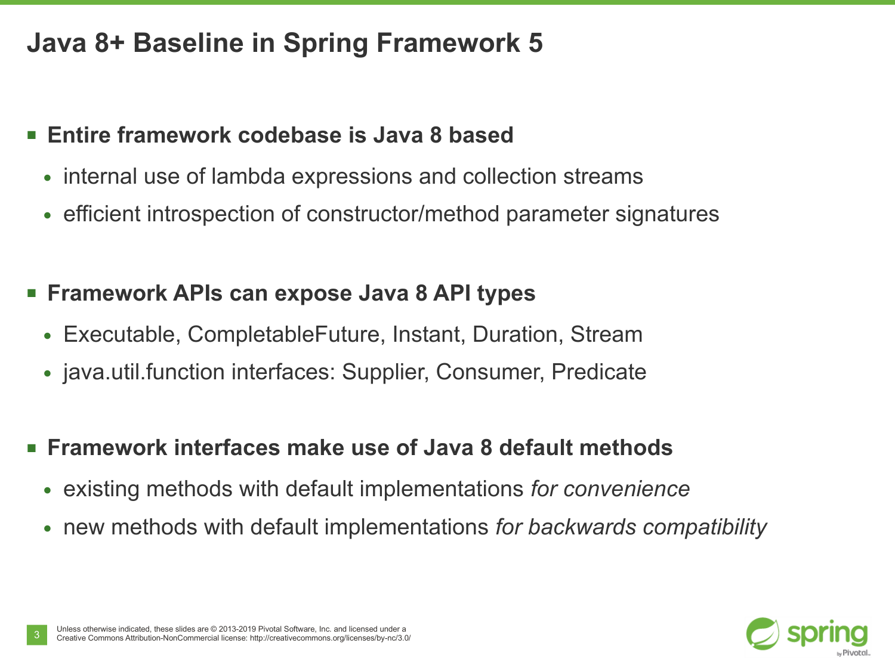# Java 8+ Baseline in Spring Framework 5

- **Entire framework codebase is Java 8 based**
  - internal use of lambda expressions and collection streams
  - efficient introspection of constructor/method parameter signatures

- **Framework APIs can expose Java 8 API types**
  - Executable, CompletableFuture, Instant, Duration, Stream
  - java.util.function interfaces: Supplier, Consumer, Predicate

- **Framework interfaces make use of Java 8 default methods**
  - existing methods with default implementations *for convenience*
  - new methods with default implementations *for backwards compatibility*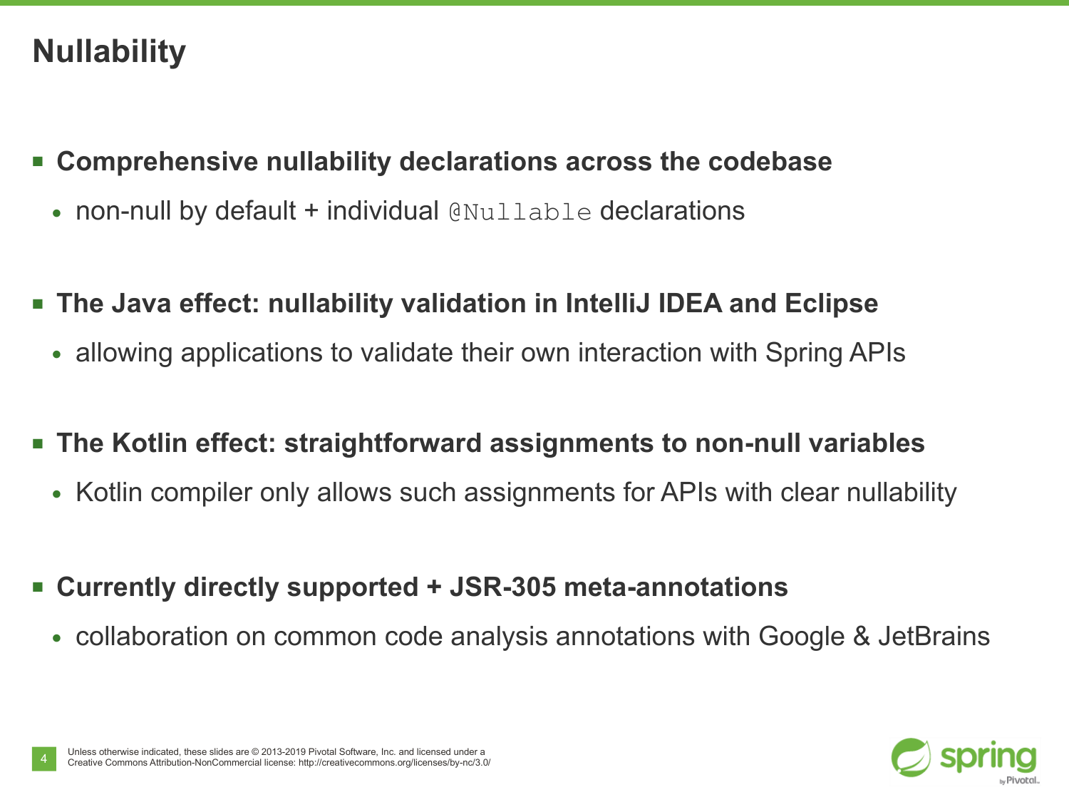# Nullability

- **Comprehensive nullability declarations across the codebase**
  - non-null by default + individual `@Nullable` declarations

- **The Java effect: nullability validation in IntelliJ IDEA and Eclipse**
  - allowing applications to validate their own interaction with Spring APIs

- **The Kotlin effect: straightforward assignments to non-null variables**
  - Kotlin compiler only allows such assignments for APIs with clear nullability

- **Currently directly supported + JSR-305 meta-annotations**
  - collaboration on common code analysis annotations with Google & JetBrains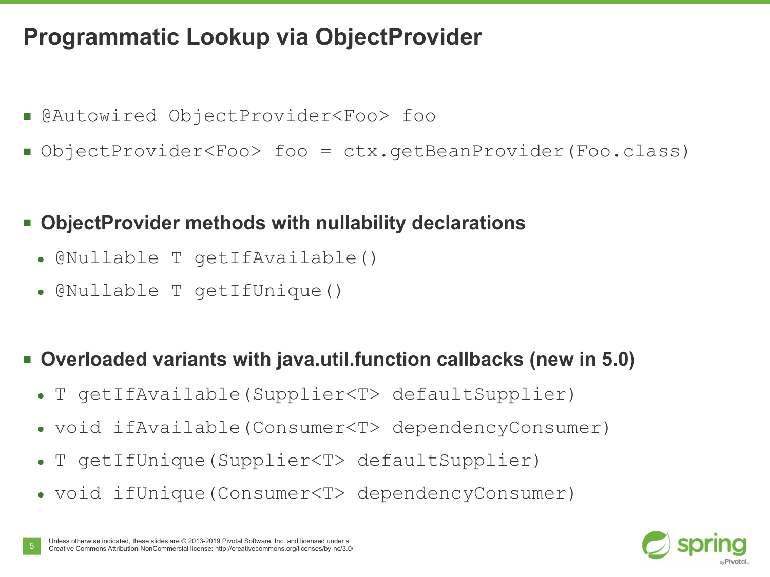# Programmatic Lookup via ObjectProvider

- `@Autowired ObjectProvider<Foo> foo`
- `ObjectProvider<Foo> foo = ctx.getBeanProvider(Foo.class)`

- **ObjectProvider methods with nullability declarations**
  - `@Nullable T getIfAvailable()`
  - `@Nullable T getIfUnique()`

- **Overloaded variants with java.util.function callbacks (new in 5.0)**
  - `T getIfAvailable(Supplier<T> defaultSupplier)`
  - `void ifAvailable(Consumer<T> dependencyConsumer)`
  - `T getIfUnique(Supplier<T> defaultSupplier)`
  - `void ifUnique(Consumer<T> dependencyConsumer)`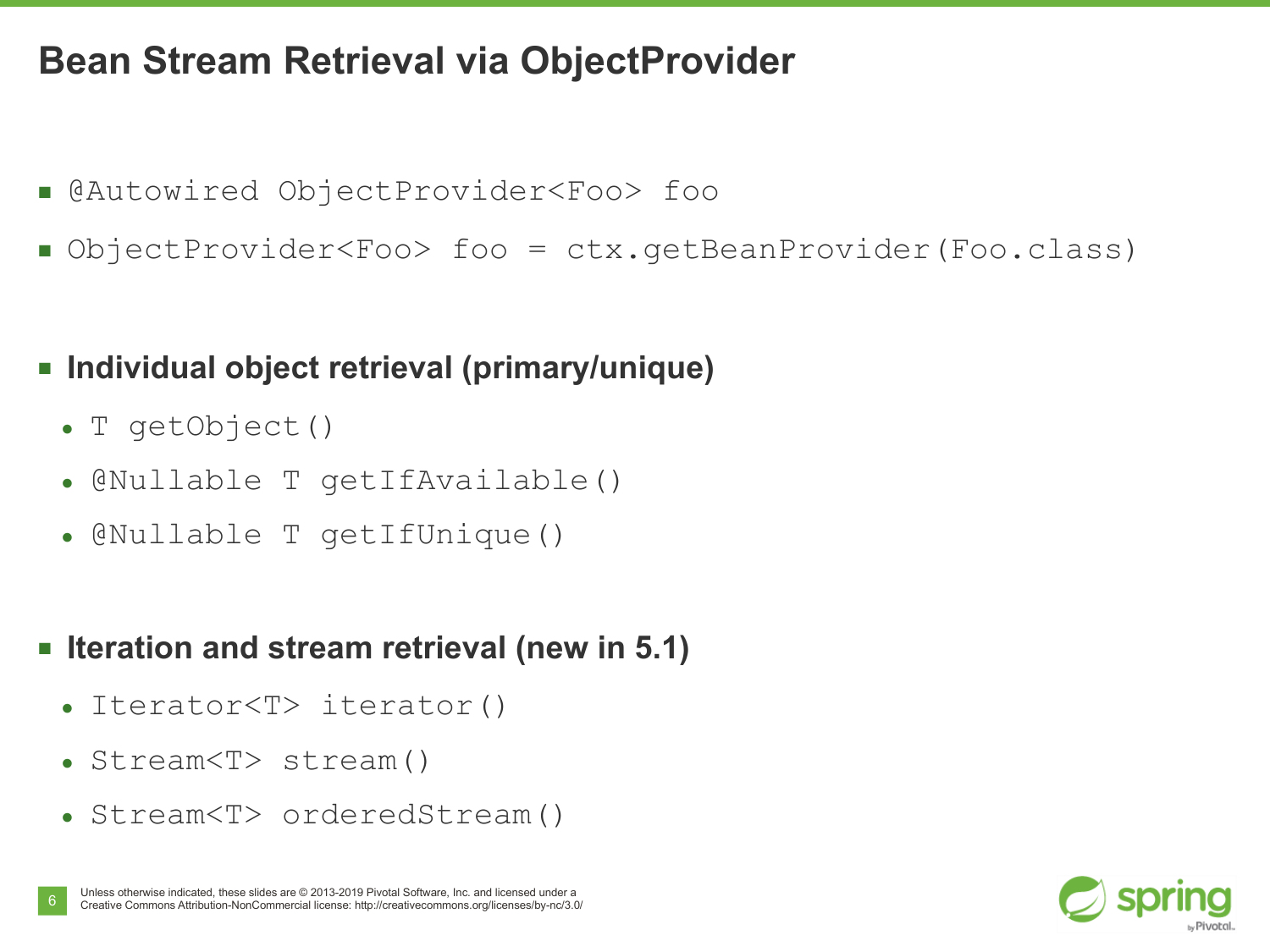# Bean Stream Retrieval via ObjectProvider

- `@Autowired ObjectProvider<Foo> foo`
- `ObjectProvider<Foo> foo = ctx.getBeanProvider(Foo.class)`

- **Individual object retrieval (primary/unique)**
  - `T getObject()`
  - `@Nullable T getIfAvailable()`
  - `@Nullable T getIfUnique()`

- **Iteration and stream retrieval (new in 5.1)**
  - `Iterator<T> iterator()`
  - `Stream<T> stream()`
  - `Stream<T> orderedStream()`

Unless otherwise indicated, these slides are © 2013-2019 Pivotal Software, Inc. and licensed under a Creative Commons Attribution-NonCommercial license: http://creativecommons.org/licenses/by-nc/3.0/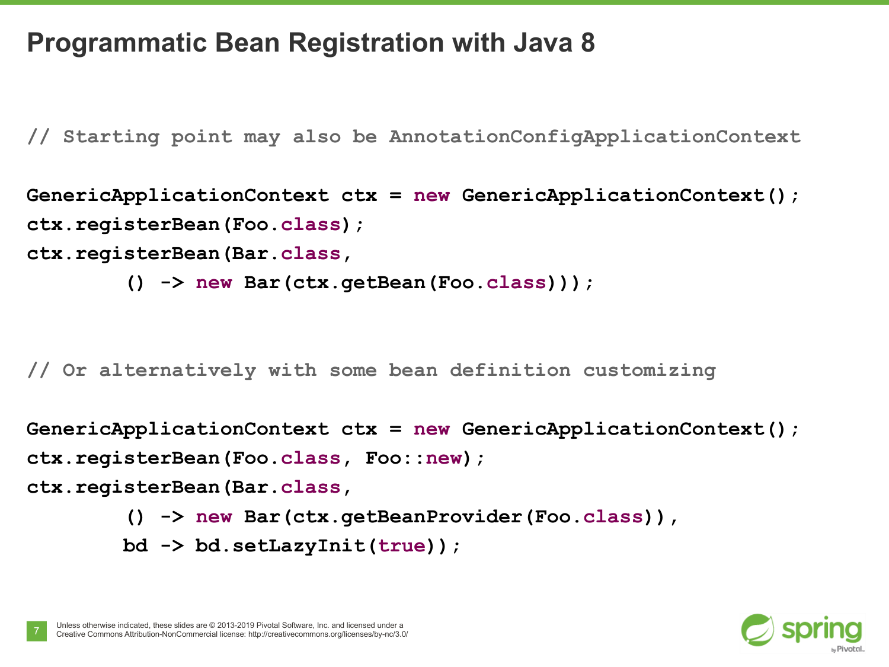# Programmatic Bean Registration with Java 8

```java
// Starting point may also be AnnotationConfigApplicationContext

GenericApplicationContext ctx = new GenericApplicationContext();
ctx.registerBean(Foo.class);
ctx.registerBean(Bar.class,
        () -> new Bar(ctx.getBean(Foo.class)));


// Or alternatively with some bean definition customizing

GenericApplicationContext ctx = new GenericApplicationContext();
ctx.registerBean(Foo.class, Foo::new);
ctx.registerBean(Bar.class,
        () -> new Bar(ctx.getBeanProvider(Foo.class)),
        bd -> bd.setLazyInit(true));
```

Unless otherwise indicated, these slides are © 2013-2019 Pivotal Software, Inc. and licensed under a Creative Commons Attribution-NonCommercial license: http://creativecommons.org/licenses/by-nc/3.0/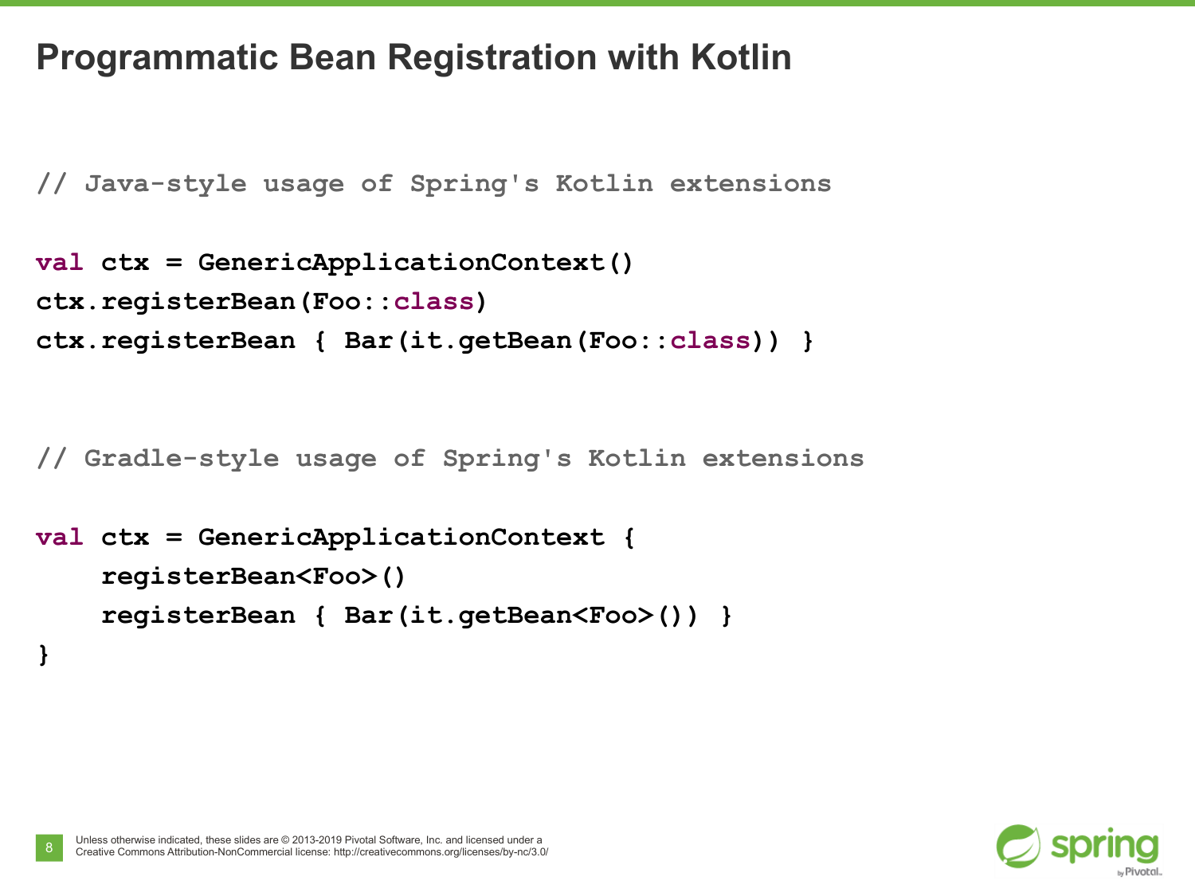# Programmatic Bean Registration with Kotlin

```kotlin
// Java-style usage of Spring's Kotlin extensions

val ctx = GenericApplicationContext()
ctx.registerBean(Foo::class)
ctx.registerBean { Bar(it.getBean(Foo::class)) }


// Gradle-style usage of Spring's Kotlin extensions

val ctx = GenericApplicationContext {
    registerBean<Foo>()
    registerBean { Bar(it.getBean<Foo>()) }
}
```

Unless otherwise indicated, these slides are © 2013-2019 Pivotal Software, Inc. and licensed under a Creative Commons Attribution-NonCommercial license: http://creativecommons.org/licenses/by-nc/3.0/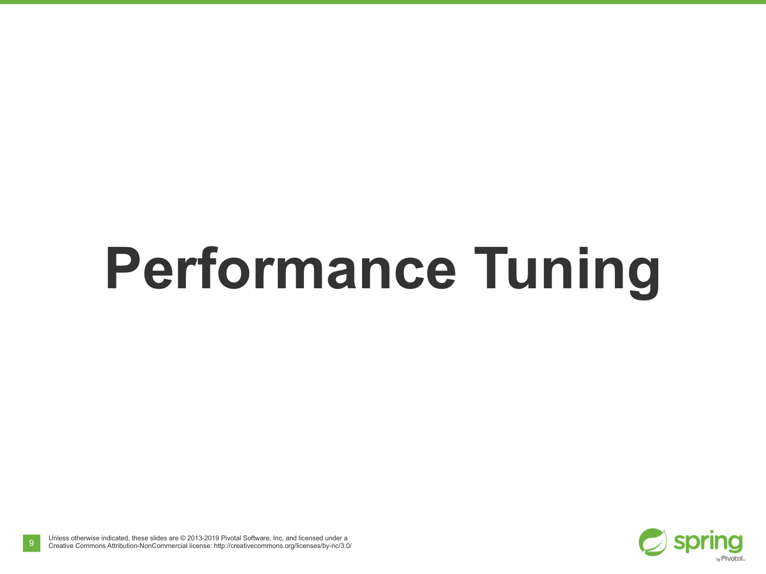# Performance Tuning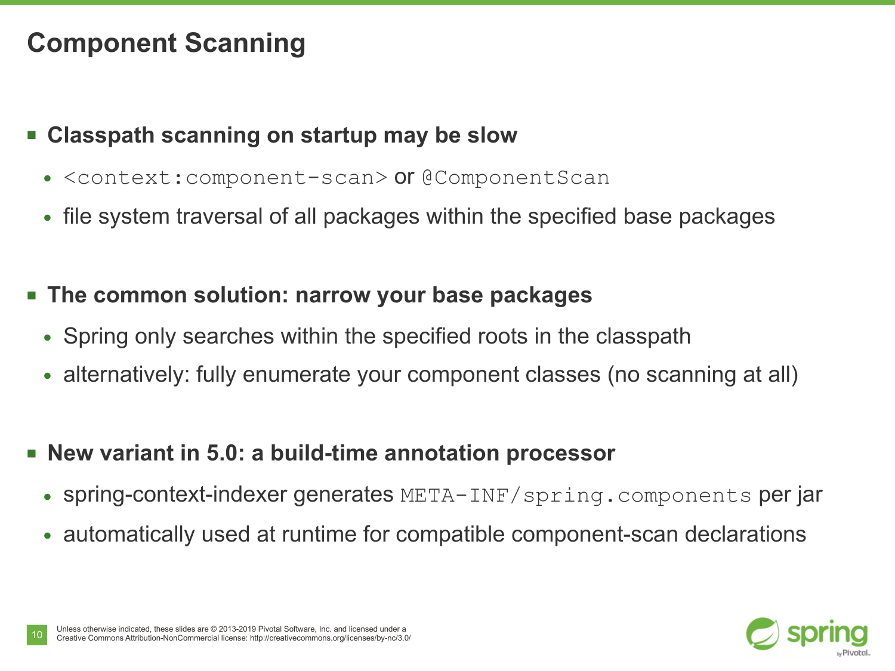# Component Scanning

- **Classpath scanning on startup may be slow**
  - `<context:component-scan>` or `@ComponentScan`
  - file system traversal of all packages within the specified base packages

- **The common solution: narrow your base packages**
  - Spring only searches within the specified roots in the classpath
  - alternatively: fully enumerate your component classes (no scanning at all)

- **New variant in 5.0: a build-time annotation processor**
  - spring-context-indexer generates `META-INF/spring.components` per jar
  - automatically used at runtime for compatible component-scan declarations

Unless otherwise indicated, these slides are © 2013-2019 Pivotal Software, Inc. and licensed under a Creative Commons Attribution-NonCommercial license: http://creativecommons.org/licenses/by-nc/3.0/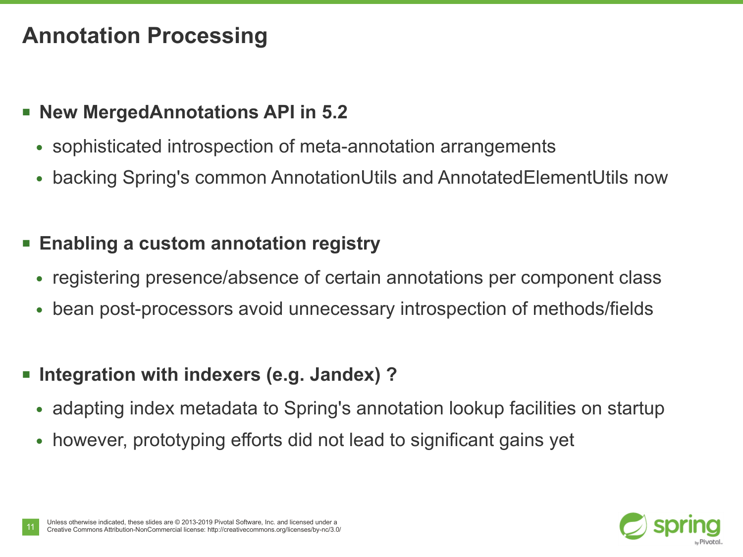# Annotation Processing

- **New MergedAnnotations API in 5.2**
  - sophisticated introspection of meta-annotation arrangements
  - backing Spring's common AnnotationUtils and AnnotatedElementUtils now

- **Enabling a custom annotation registry**
  - registering presence/absence of certain annotations per component class
  - bean post-processors avoid unnecessary introspection of methods/fields

- **Integration with indexers (e.g. Jandex) ?**
  - adapting index metadata to Spring's annotation lookup facilities on startup
  - however, prototyping efforts did not lead to significant gains yet

Unless otherwise indicated, these slides are © 2013-2019 Pivotal Software, Inc. and licensed under a Creative Commons Attribution-NonCommercial license: http://creativecommons.org/licenses/by-nc/3.0/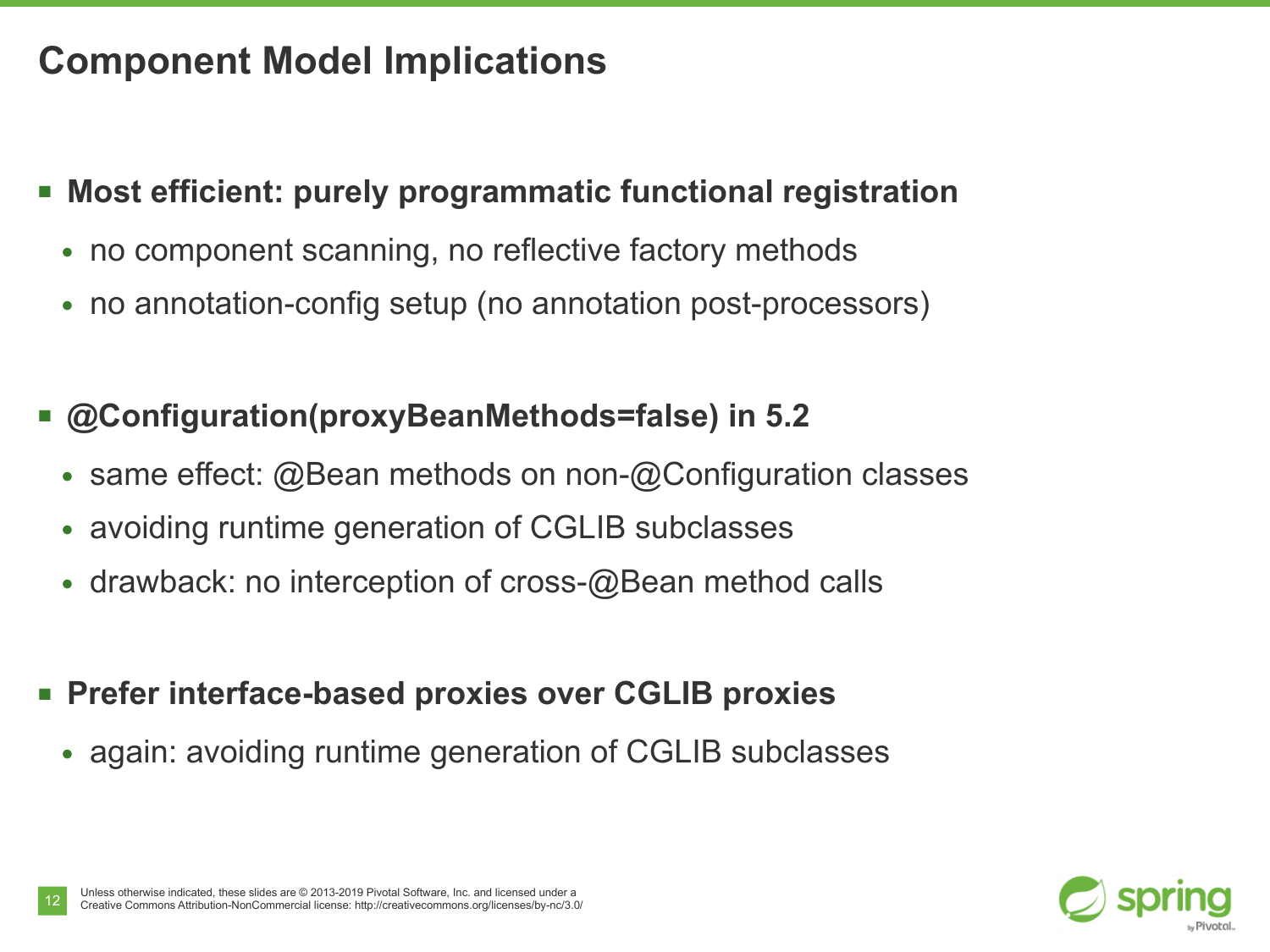# Component Model Implications

- **Most efficient: purely programmatic functional registration**
  - no component scanning, no reflective factory methods
  - no annotation-config setup (no annotation post-processors)

- **@Configuration(proxyBeanMethods=false) in 5.2**
  - same effect: @Bean methods on non-@Configuration classes
  - avoiding runtime generation of CGLIB subclasses
  - drawback: no interception of cross-@Bean method calls

- **Prefer interface-based proxies over CGLIB proxies**
  - again: avoiding runtime generation of CGLIB subclasses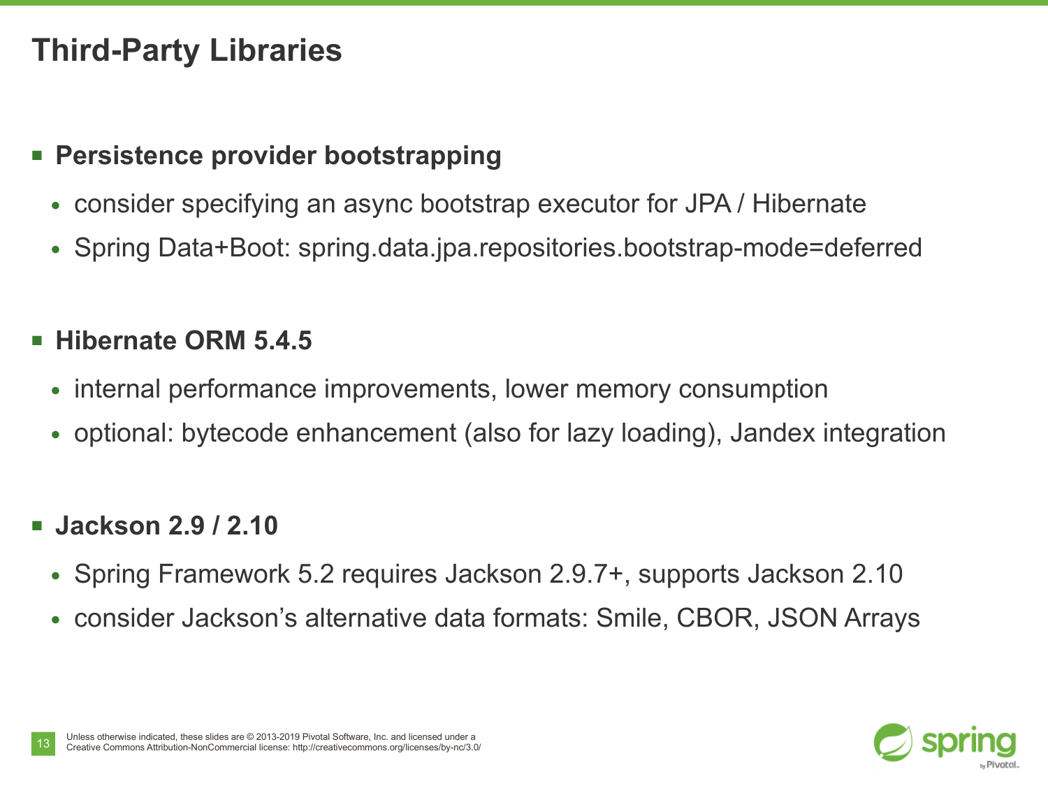# Third-Party Libraries

- **Persistence provider bootstrapping**
  - consider specifying an async bootstrap executor for JPA / Hibernate
  - Spring Data+Boot: spring.data.jpa.repositories.bootstrap-mode=deferred

- **Hibernate ORM 5.4.5**
  - internal performance improvements, lower memory consumption
  - optional: bytecode enhancement (also for lazy loading), Jandex integration

- **Jackson 2.9 / 2.10**
  - Spring Framework 5.2 requires Jackson 2.9.7+, supports Jackson 2.10
  - consider Jackson's alternative data formats: Smile, CBOR, JSON Arrays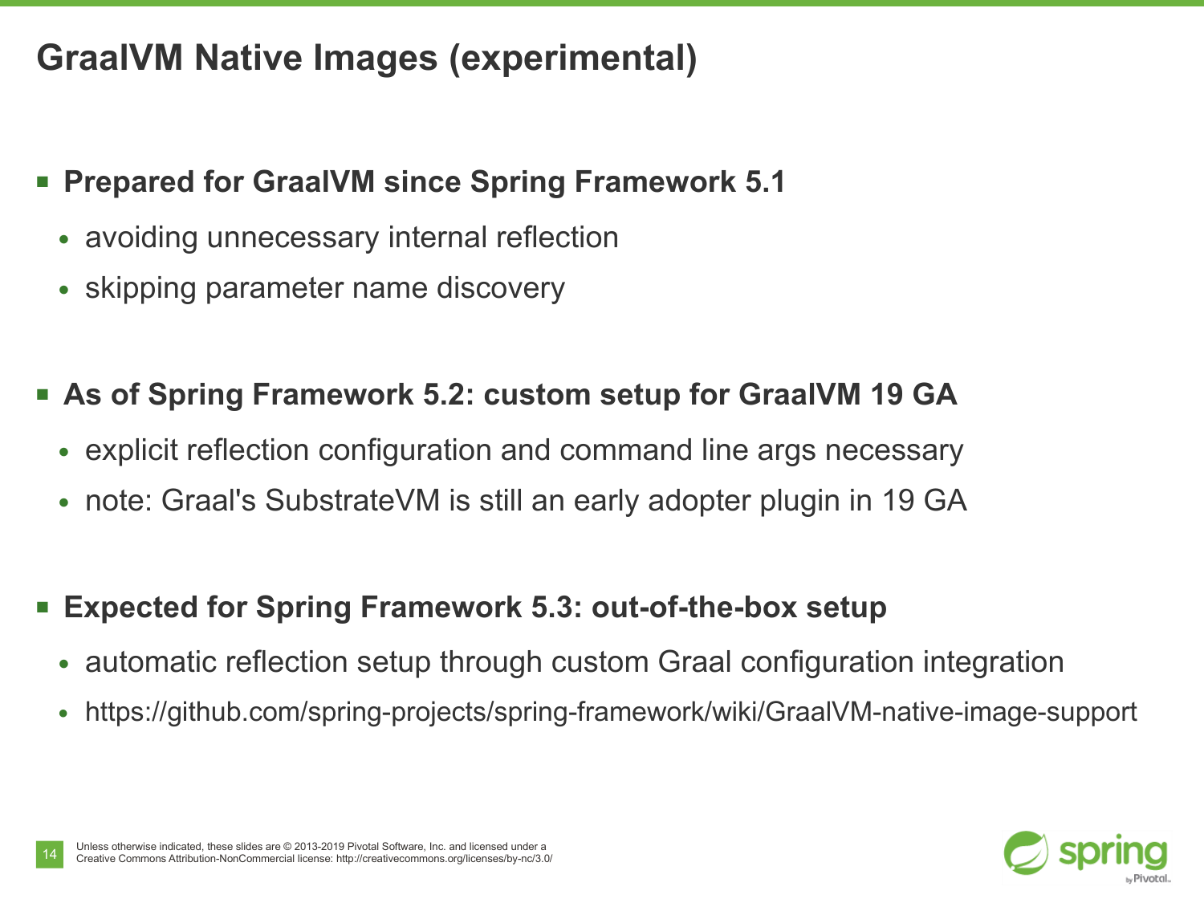# GraalVM Native Images (experimental)

- **Prepared for GraalVM since Spring Framework 5.1**
  - avoiding unnecessary internal reflection
  - skipping parameter name discovery

- **As of Spring Framework 5.2: custom setup for GraalVM 19 GA**
  - explicit reflection configuration and command line args necessary
  - note: Graal's SubstrateVM is still an early adopter plugin in 19 GA

- **Expected for Spring Framework 5.3: out-of-the-box setup**
  - automatic reflection setup through custom Graal configuration integration
  - https://github.com/spring-projects/spring-framework/wiki/GraalVM-native-image-support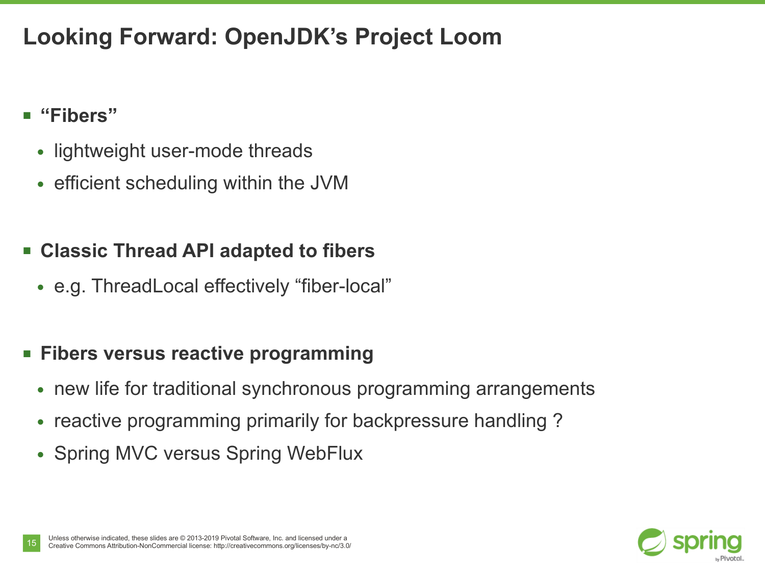# Looking Forward: OpenJDK's Project Loom

- **"Fibers"**
  - lightweight user-mode threads
  - efficient scheduling within the JVM

- **Classic Thread API adapted to fibers**
  - e.g. ThreadLocal effectively "fiber-local"

- **Fibers versus reactive programming**
  - new life for traditional synchronous programming arrangements
  - reactive programming primarily for backpressure handling ?
  - Spring MVC versus Spring WebFlux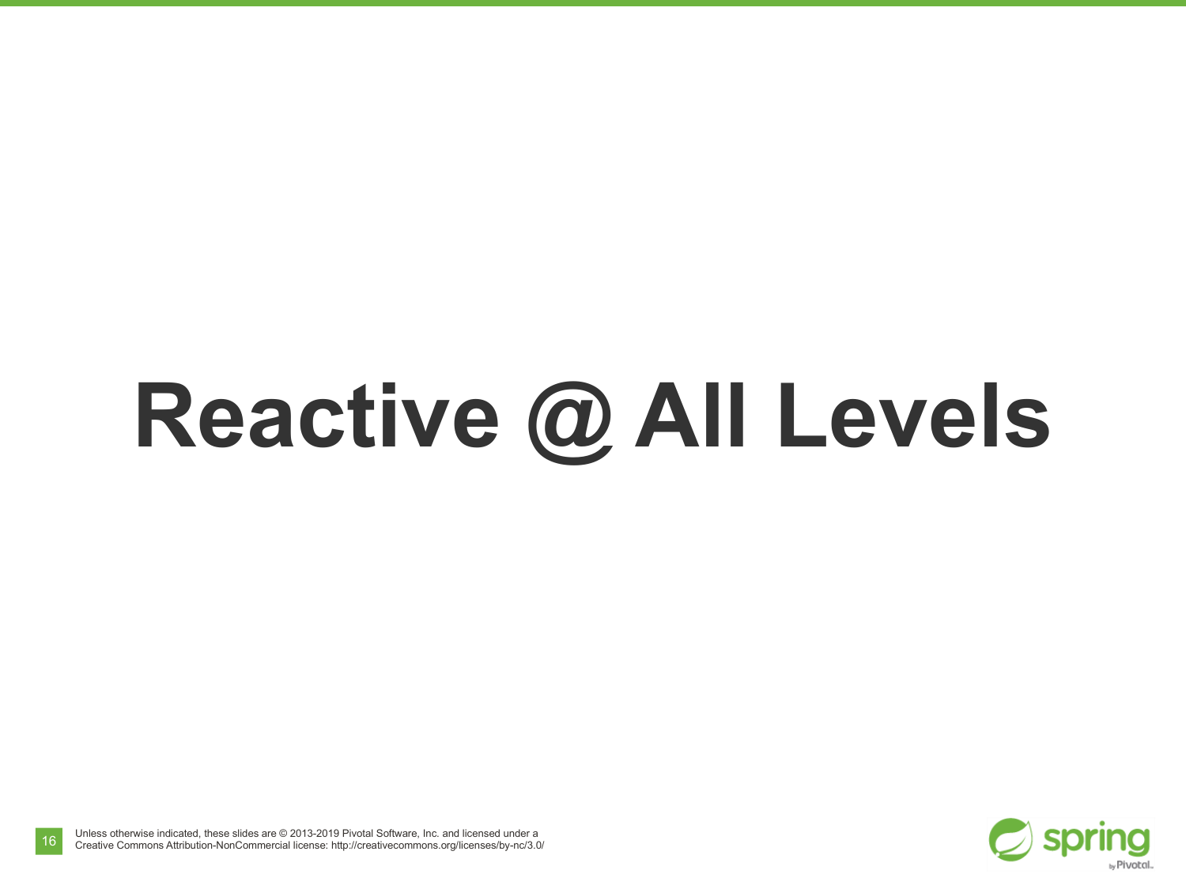# Reactive @ All Levels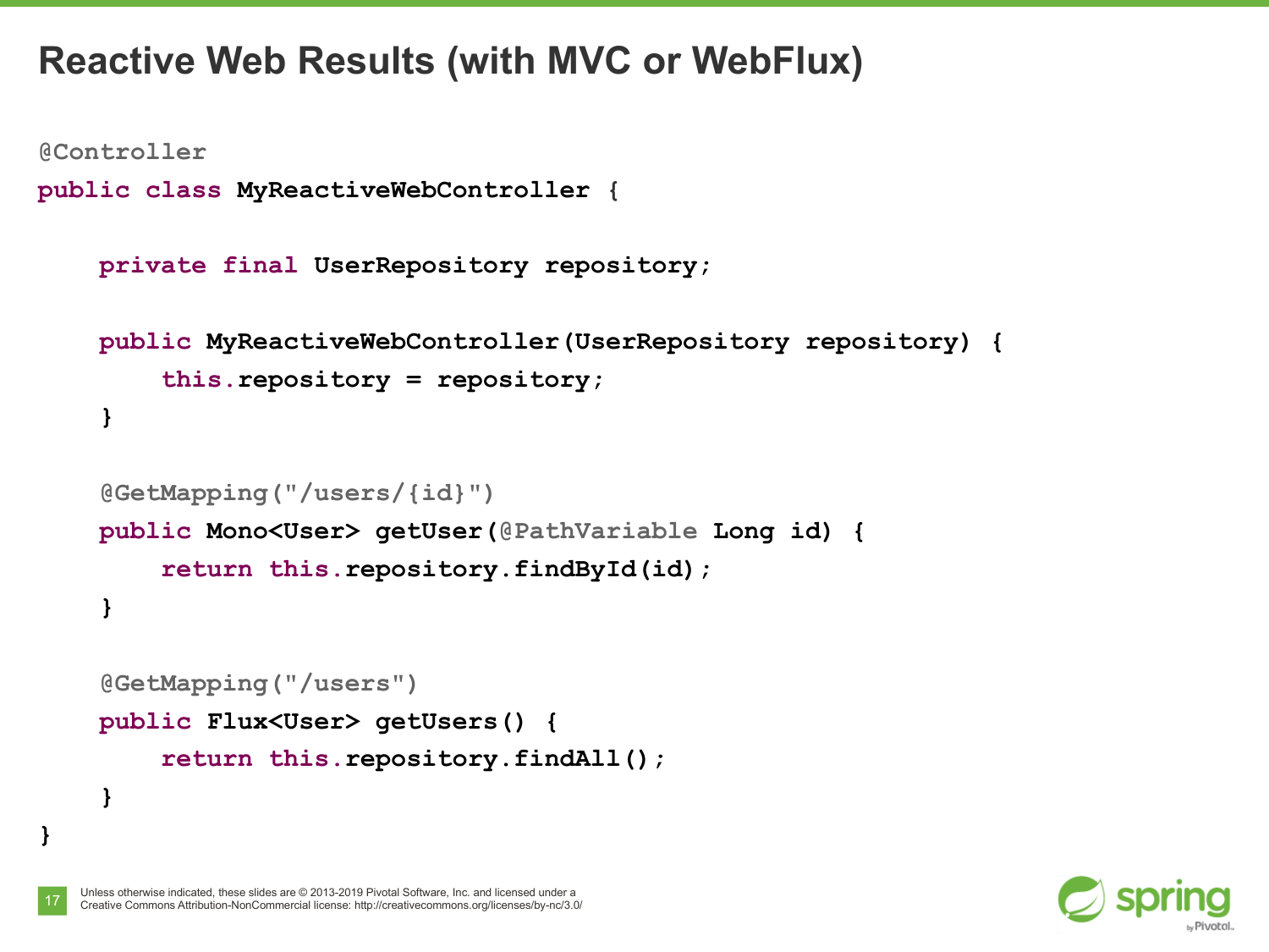# Reactive Web Results (with MVC or WebFlux)

```java
@Controller
public class MyReactiveWebController {

    private final UserRepository repository;

    public MyReactiveWebController(UserRepository repository) {
        this.repository = repository;
    }

    @GetMapping("/users/{id}")
    public Mono<User> getUser(@PathVariable Long id) {
        return this.repository.findById(id);
    }

    @GetMapping("/users")
    public Flux<User> getUsers() {
        return this.repository.findAll();
    }
}
```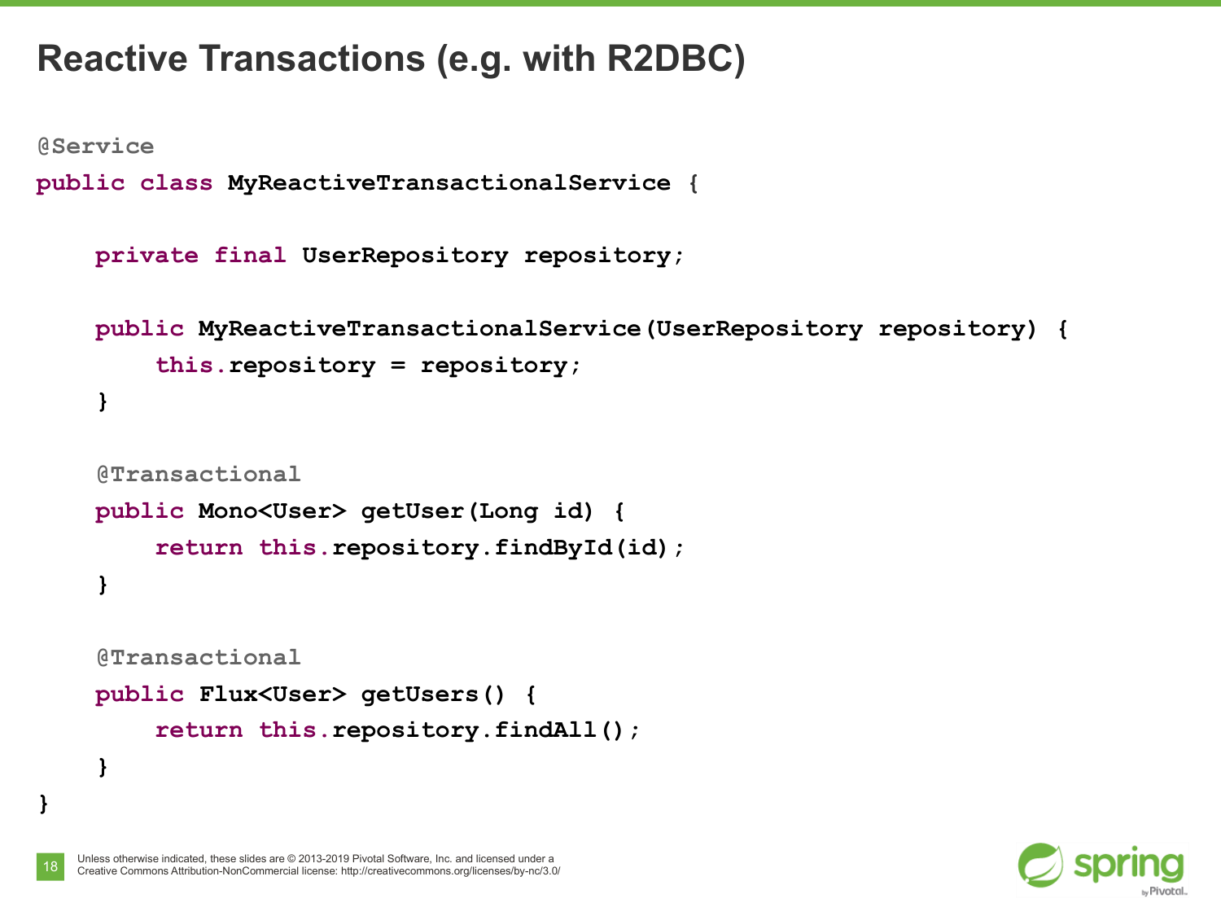# Reactive Transactions (e.g. with R2DBC)

```java
@Service
public class MyReactiveTransactionalService {

    private final UserRepository repository;

    public MyReactiveTransactionalService(UserRepository repository) {
        this.repository = repository;
    }

    @Transactional
    public Mono<User> getUser(Long id) {
        return this.repository.findById(id);
    }

    @Transactional
    public Flux<User> getUsers() {
        return this.repository.findAll();
    }
}
```

Unless otherwise indicated, these slides are © 2013-2019 Pivotal Software, Inc. and licensed under a Creative Commons Attribution-NonCommercial license: http://creativecommons.org/licenses/by-nc/3.0/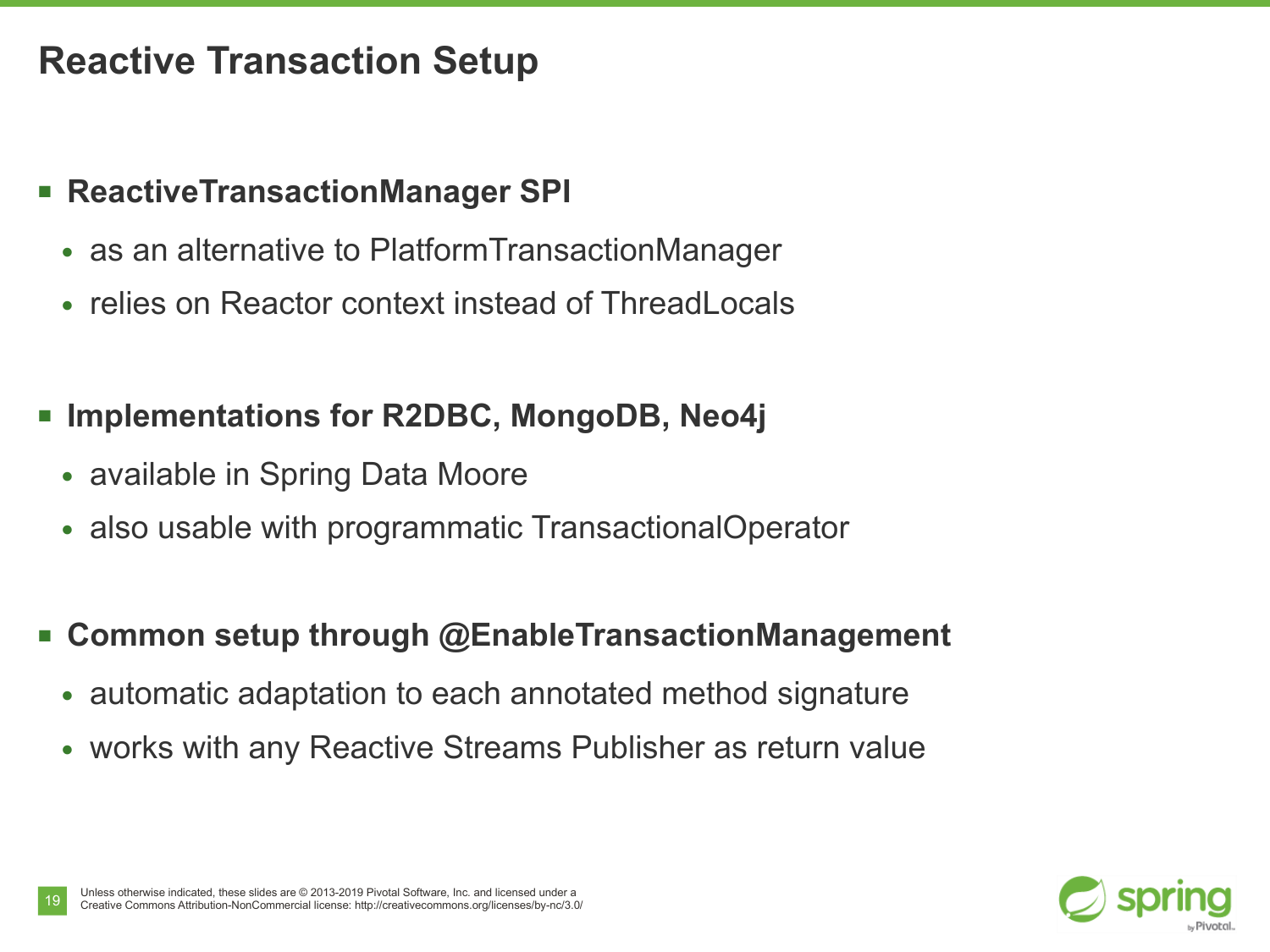# Reactive Transaction Setup

- **ReactiveTransactionManager SPI**
  - as an alternative to PlatformTransactionManager
  - relies on Reactor context instead of ThreadLocals

- **Implementations for R2DBC, MongoDB, Neo4j**
  - available in Spring Data Moore
  - also usable with programmatic TransactionalOperator

- **Common setup through @EnableTransactionManagement**
  - automatic adaptation to each annotated method signature
  - works with any Reactive Streams Publisher as return value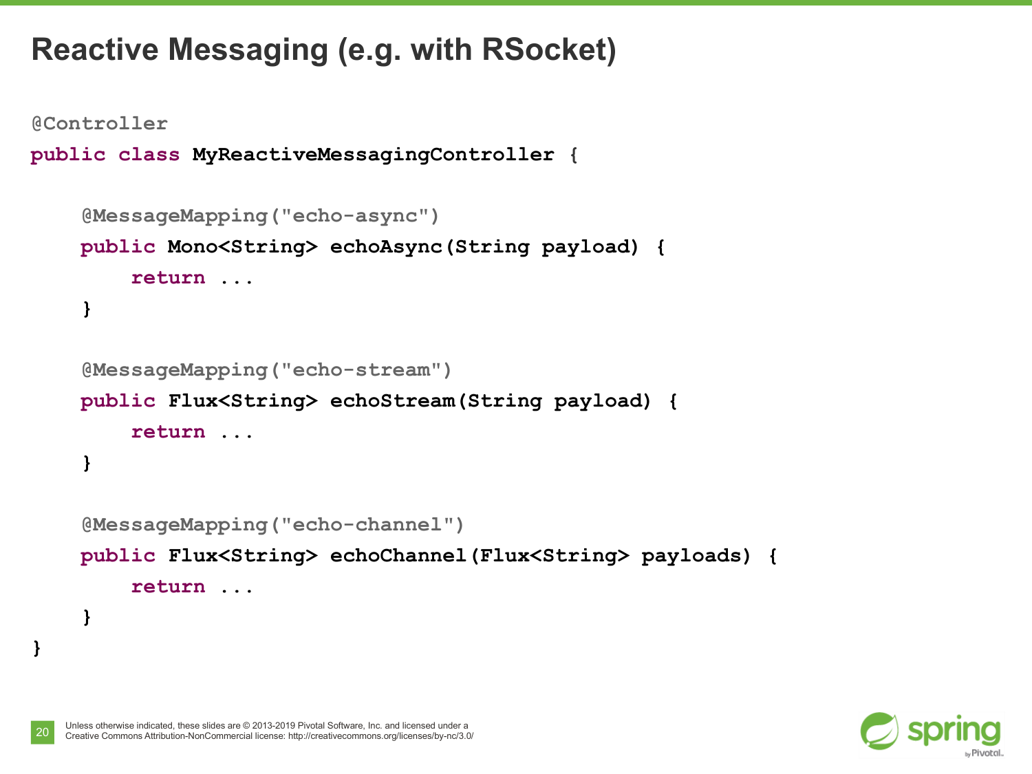# Reactive Messaging (e.g. with RSocket)

```java
@Controller
public class MyReactiveMessagingController {

    @MessageMapping("echo-async")
    public Mono<String> echoAsync(String payload) {
        return ...
    }

    @MessageMapping("echo-stream")
    public Flux<String> echoStream(String payload) {
        return ...
    }

    @MessageMapping("echo-channel")
    public Flux<String> echoChannel(Flux<String> payloads) {
        return ...
    }
}
```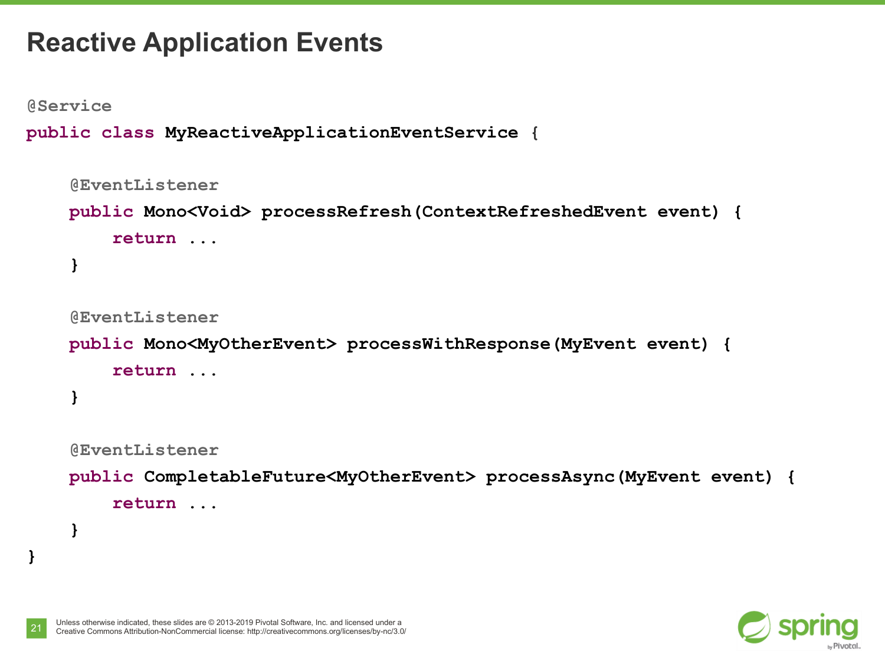# Reactive Application Events

```java
@Service
public class MyReactiveApplicationEventService {

    @EventListener
    public Mono<Void> processRefresh(ContextRefreshedEvent event) {
        return ...
    }

    @EventListener
    public Mono<MyOtherEvent> processWithResponse(MyEvent event) {
        return ...
    }

    @EventListener
    public CompletableFuture<MyOtherEvent> processAsync(MyEvent event) {
        return ...
    }
}
```

Unless otherwise indicated, these slides are © 2013-2019 Pivotal Software, Inc. and licensed under a Creative Commons Attribution-NonCommercial license: http://creativecommons.org/licenses/by-nc/3.0/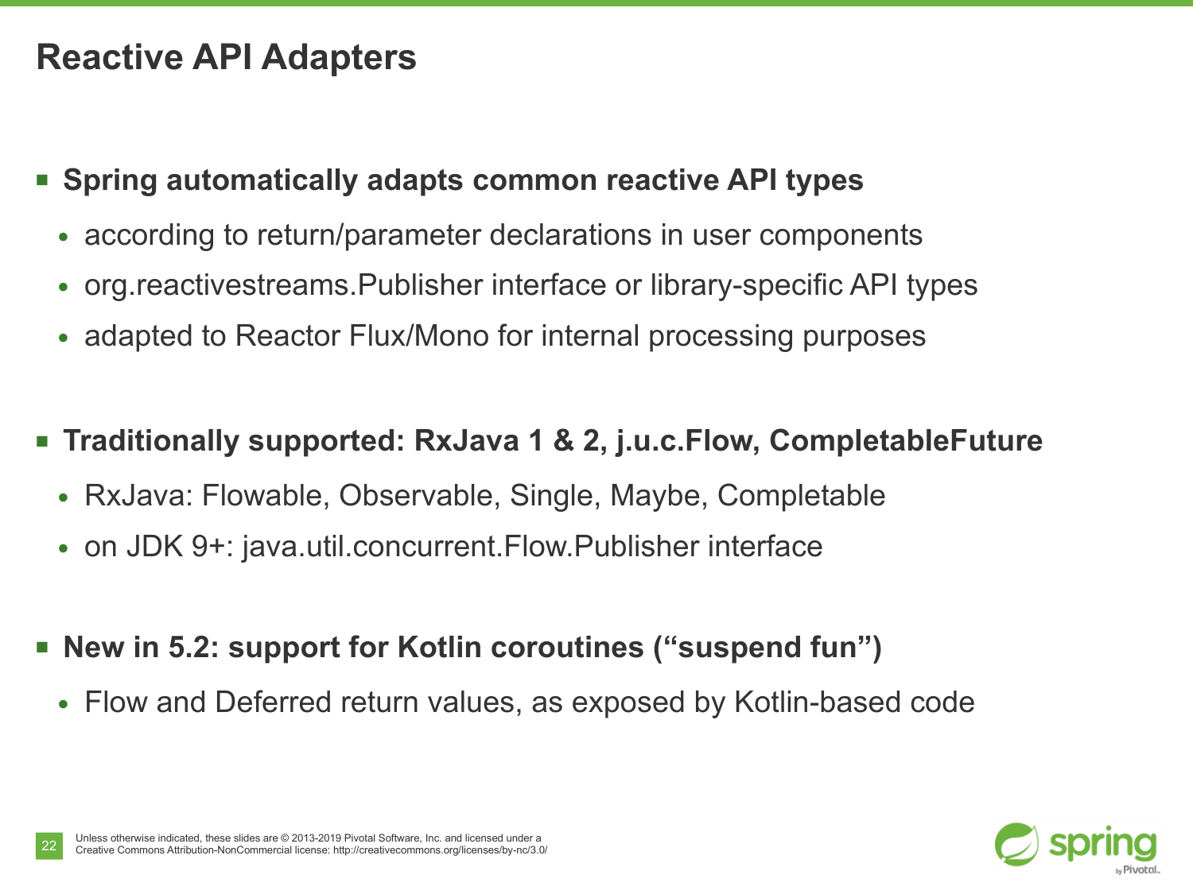# Reactive API Adapters

- **Spring automatically adapts common reactive API types**
  - according to return/parameter declarations in user components
  - org.reactivestreams.Publisher interface or library-specific API types
  - adapted to Reactor Flux/Mono for internal processing purposes

- **Traditionally supported: RxJava 1 & 2, j.u.c.Flow, CompletableFuture**
  - RxJava: Flowable, Observable, Single, Maybe, Completable
  - on JDK 9+: java.util.concurrent.Flow.Publisher interface

- **New in 5.2: support for Kotlin coroutines (“suspend fun”)**
  - Flow and Deferred return values, as exposed by Kotlin-based code

Unless otherwise indicated, these slides are © 2013-2019 Pivotal Software, Inc. and licensed under a Creative Commons Attribution-NonCommercial license: http://creativecommons.org/licenses/by-nc/3.0/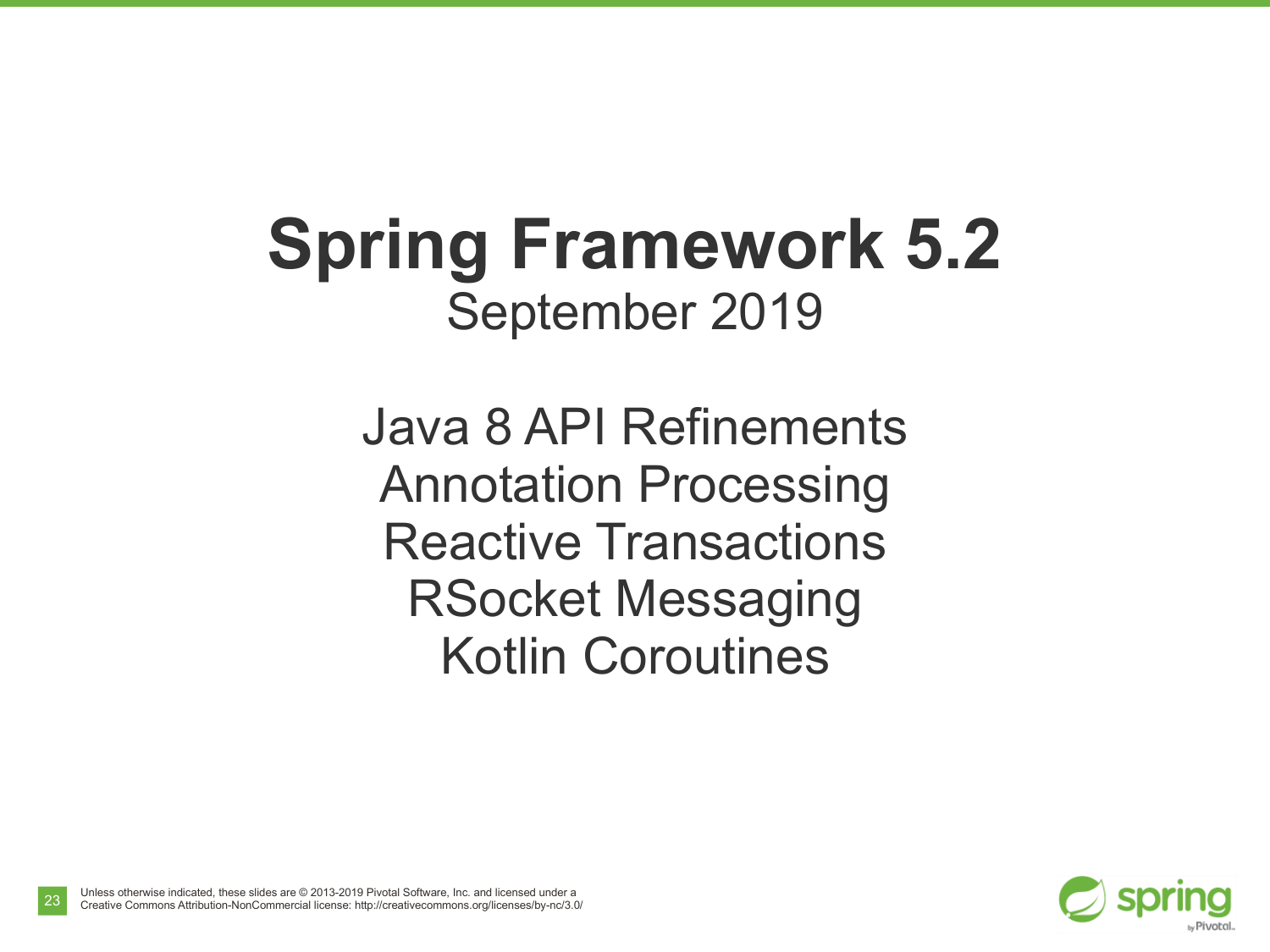# Spring Framework 5.2

September 2019

Java 8 API Refinements
Annotation Processing
Reactive Transactions
RSocket Messaging
Kotlin Coroutines

Unless otherwise indicated, these slides are © 2013-2019 Pivotal Software, Inc. and licensed under a Creative Commons Attribution-NonCommercial license: http://creativecommons.org/licenses/by-nc/3.0/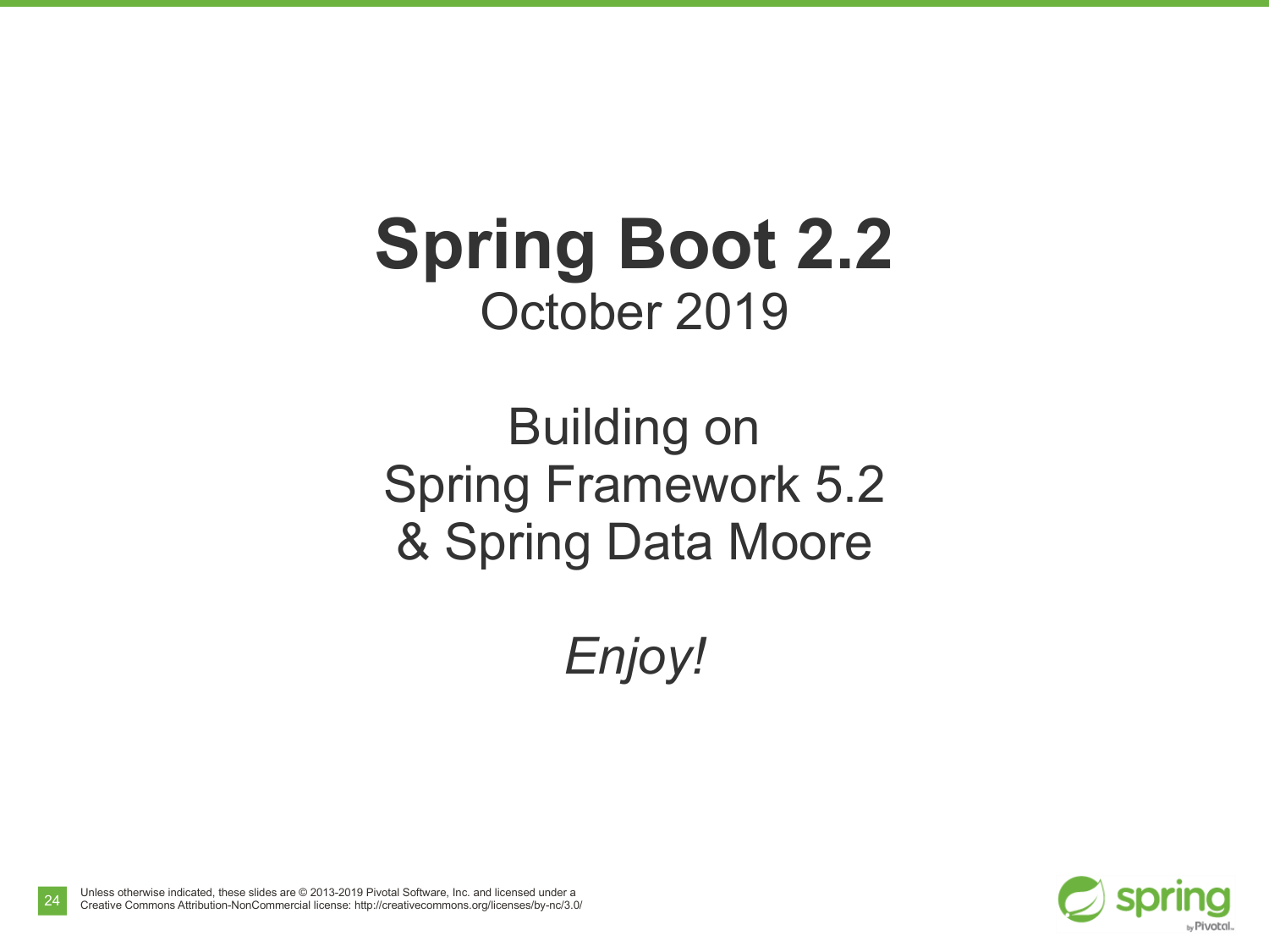# Spring Boot 2.2

October 2019

Building on
Spring Framework 5.2
& Spring Data Moore

*Enjoy!*

Unless otherwise indicated, these slides are © 2013-2019 Pivotal Software, Inc. and licensed under a Creative Commons Attribution-NonCommercial license: http://creativecommons.org/licenses/by-nc/3.0/